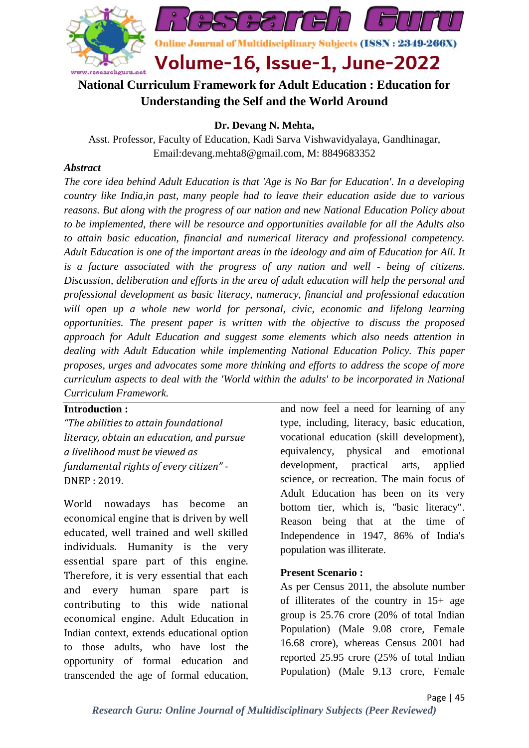# National Curriculum Framework for Adult Education : Education for Understanding the Self and the World Around

**Dr. Devang N. Mehta,**

Asst. Professor, Faculty of Education, Kadi Sarva Vishwavidyalaya, Gandhinagar,
Email:devang.mehta8@gmail.com, M: 8849683352

***Abstract***

*The core idea behind Adult Education is that 'Age is No Bar for Education'. In a developing country like India,in past, many people had to leave their education aside due to various reasons. But along with the progress of our nation and new National Education Policy about to be implemented, there will be resource and opportunities available for all the Adults also to attain basic education, financial and numerical literacy and professional competency. Adult Education is one of the important areas in the ideology and aim of Education for All. It is a facture associated with the progress of any nation and well - being of citizens. Discussion, deliberation and efforts in the area of adult education will help the personal and professional development as basic literacy, numeracy, financial and professional education will open up a whole new world for personal, civic, economic and lifelong learning opportunities. The present paper is written with the objective to discuss the proposed approach for Adult Education and suggest some elements which also needs attention in dealing with Adult Education while implementing National Education Policy. This paper proposes, urges and advocates some more thinking and efforts to address the scope of more curriculum aspects to deal with the 'World within the adults' to be incorporated in National Curriculum Framework.*

**Introduction :**

*"The abilities to attain foundational literacy, obtain an education, and pursue a livelihood must be viewed as fundamental rights of every citizen"* - DNEP : 2019.

World nowadays has become an economical engine that is driven by well educated, well trained and well skilled individuals. Humanity is the very essential spare part of this engine. Therefore, it is very essential that each and every human spare part is contributing to this wide national economical engine. Adult Education in Indian context, extends educational option to those adults, who have lost the opportunity of formal education and transcended the age of formal education, and now feel a need for learning of any type, including, literacy, basic education, vocational education (skill development), equivalency, physical and emotional development, practical arts, applied science, or recreation. The main focus of Adult Education has been on its very bottom tier, which is, "basic literacy". Reason being that at the time of Independence in 1947, 86% of India's population was illiterate.

**Present Scenario :**

As per Census 2011, the absolute number of illiterates of the country in 15+ age group is 25.76 crore (20% of total Indian Population) (Male 9.08 crore, Female 16.68 crore), whereas Census 2001 had reported 25.95 crore (25% of total Indian Population) (Male 9.13 crore, Female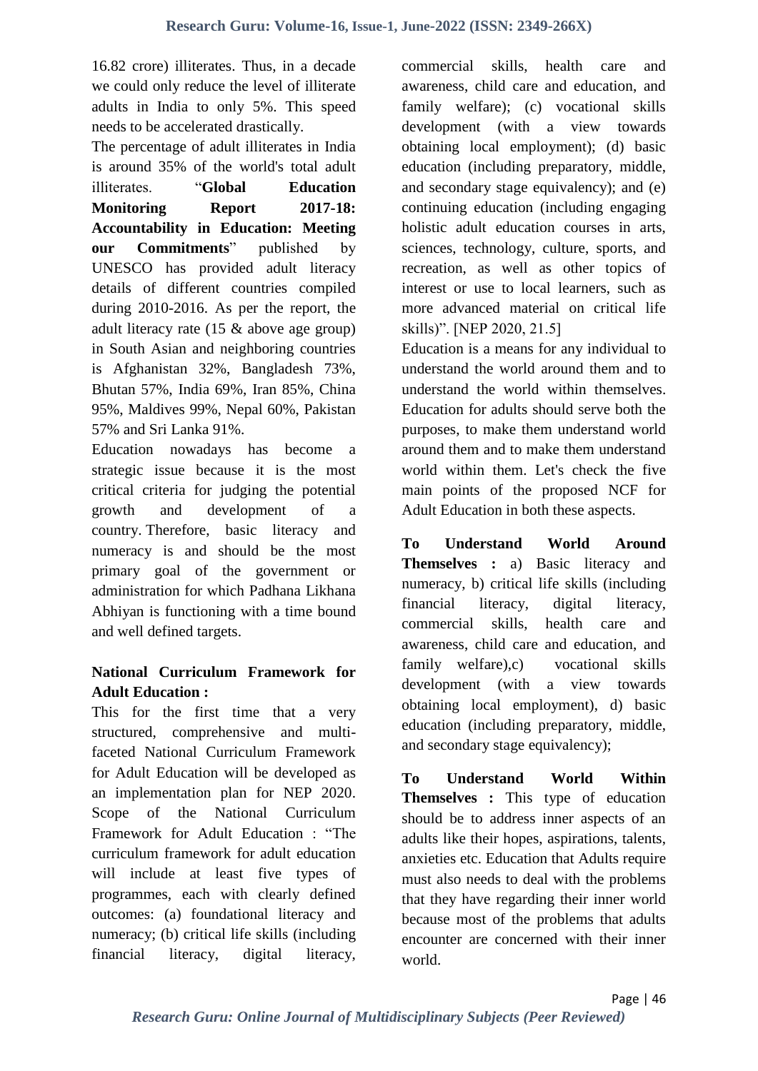16.82 crore) illiterates. Thus, in a decade we could only reduce the level of illiterate adults in India to only 5%. This speed needs to be accelerated drastically.

The percentage of adult illiterates in India is around 35% of the world's total adult illiterates. "**Global Education Monitoring Report 2017-18: Accountability in Education: Meeting our Commitments**" published by UNESCO has provided adult literacy details of different countries compiled during 2010-2016. As per the report, the adult literacy rate (15 & above age group) in South Asian and neighboring countries is Afghanistan 32%, Bangladesh 73%, Bhutan 57%, India 69%, Iran 85%, China 95%, Maldives 99%, Nepal 60%, Pakistan 57% and Sri Lanka 91%.

Education nowadays has become a strategic issue because it is the most critical criteria for judging the potential growth and development of a country. Therefore, basic literacy and numeracy is and should be the most primary goal of the government or administration for which Padhana Likhana Abhiyan is functioning with a time bound and well defined targets.

**National Curriculum Framework for Adult Education :**

This for the first time that a very structured, comprehensive and multi-faceted National Curriculum Framework for Adult Education will be developed as an implementation plan for NEP 2020. Scope of the National Curriculum Framework for Adult Education : "The curriculum framework for adult education will include at least five types of programmes, each with clearly defined outcomes: (a) foundational literacy and numeracy; (b) critical life skills (including financial literacy, digital literacy, commercial skills, health care and awareness, child care and education, and family welfare); (c) vocational skills development (with a view towards obtaining local employment); (d) basic education (including preparatory, middle, and secondary stage equivalency); and (e) continuing education (including engaging holistic adult education courses in arts, sciences, technology, culture, sports, and recreation, as well as other topics of interest or use to local learners, such as more advanced material on critical life skills)". [NEP 2020, 21.5]

Education is a means for any individual to understand the world around them and to understand the world within themselves. Education for adults should serve both the purposes, to make them understand world around them and to make them understand world within them. Let's check the five main points of the proposed NCF for Adult Education in both these aspects.

**To Understand World Around Themselves :** a) Basic literacy and numeracy, b) critical life skills (including financial literacy, digital literacy, commercial skills, health care and awareness, child care and education, and family welfare),c) vocational skills development (with a view towards obtaining local employment), d) basic education (including preparatory, middle, and secondary stage equivalency);

**To Understand World Within Themselves :** This type of education should be to address inner aspects of an adults like their hopes, aspirations, talents, anxieties etc. Education that Adults require must also needs to deal with the problems that they have regarding their inner world because most of the problems that adults encounter are concerned with their inner world.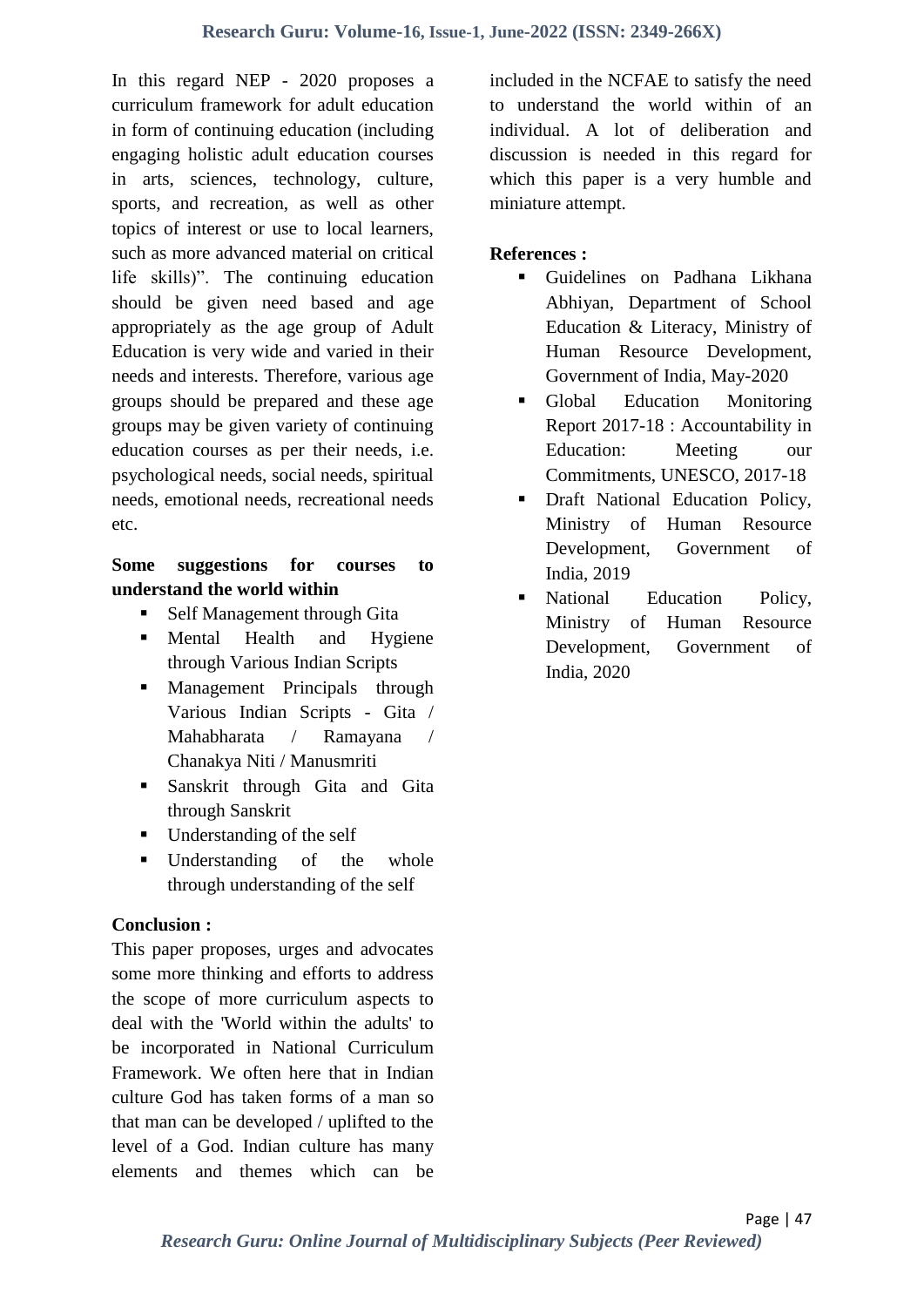In this regard NEP - 2020 proposes a curriculum framework for adult education in form of continuing education (including engaging holistic adult education courses in arts, sciences, technology, culture, sports, and recreation, as well as other topics of interest or use to local learners, such as more advanced material on critical life skills)". The continuing education should be given need based and age appropriately as the age group of Adult Education is very wide and varied in their needs and interests. Therefore, various age groups should be prepared and these age groups may be given variety of continuing education courses as per their needs, i.e. psychological needs, social needs, spiritual needs, emotional needs, recreational needs etc.

**Some suggestions for courses to understand the world within**

- Self Management through Gita
- Mental Health and Hygiene through Various Indian Scripts
- Management Principals through Various Indian Scripts - Gita / Mahabharata / Ramayana / Chanakya Niti / Manusmriti
- Sanskrit through Gita and Gita through Sanskrit
- Understanding of the self
- Understanding of the whole through understanding of the self

**Conclusion :**

This paper proposes, urges and advocates some more thinking and efforts to address the scope of more curriculum aspects to deal with the 'World within the adults' to be incorporated in National Curriculum Framework. We often here that in Indian culture God has taken forms of a man so that man can be developed / uplifted to the level of a God. Indian culture has many elements and themes which can be included in the NCFAE to satisfy the need to understand the world within of an individual. A lot of deliberation and discussion is needed in this regard for which this paper is a very humble and miniature attempt.

**References :**

- Guidelines on Padhana Likhana Abhiyan, Department of School Education & Literacy, Ministry of Human Resource Development, Government of India, May-2020
- Global Education Monitoring Report 2017-18 : Accountability in Education: Meeting our Commitments, UNESCO, 2017-18
- Draft National Education Policy, Ministry of Human Resource Development, Government of India, 2019
- National Education Policy, Ministry of Human Resource Development, Government of India, 2020